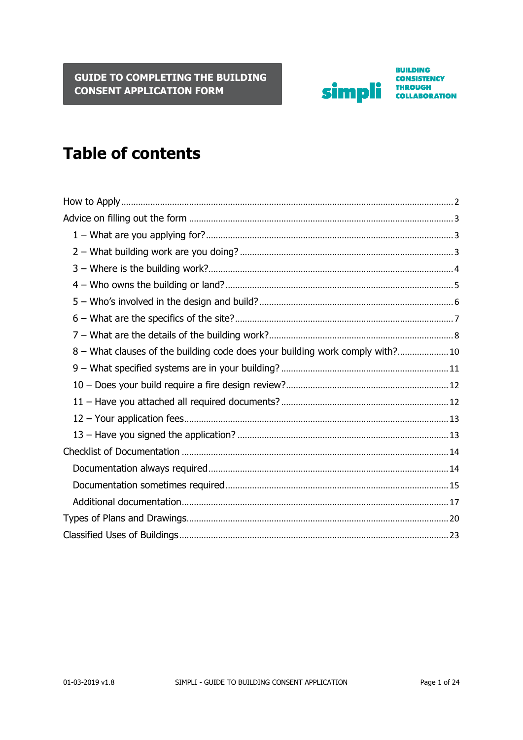GUIDE TO COMPLETING THE BUILDING CONSENT APPLICATION FORM

simpli BUILDING CONSISTENCY THROUGH COLLABORATION

# Table of contents

How to Apply ........ 2

Advice on filling out the form ........ 3

- 1 – What are you applying for? ........ 3
- 2 – What building work are you doing? ........ 3
- 3 – Where is the building work? ........ 4
- 4 – Who owns the building or land? ........ 5
- 5 – Who's involved in the design and build? ........ 6
- 6 – What are the specifics of the site? ........ 7
- 7 – What are the details of the building work? ........ 8
- 8 – What clauses of the building code does your building work comply with? ........ 10
- 9 – What specified systems are in your building? ........ 11
- 10 – Does your build require a fire design review? ........ 12
- 11 – Have you attached all required documents? ........ 12
- 12 – Your application fees ........ 13
- 13 – Have you signed the application? ........ 13

Checklist of Documentation ........ 14

- Documentation always required ........ 14
- Documentation sometimes required ........ 15
- Additional documentation ........ 17

Types of Plans and Drawings ........ 20

Classified Uses of Buildings ........ 23

01-03-2019 v1.8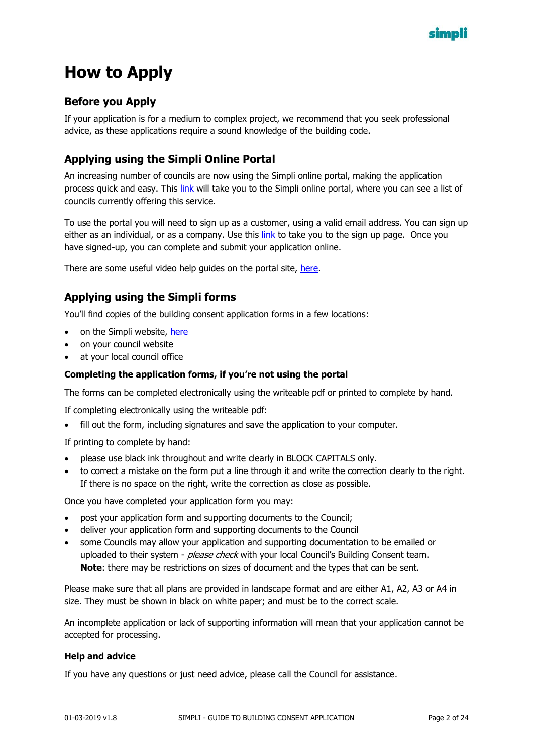# How to Apply

## Before you Apply

If your application is for a medium to complex project, we recommend that you seek professional advice, as these applications require a sound knowledge of the building code.

## Applying using the Simpli Online Portal

An increasing number of councils are now using the Simpli online portal, making the application process quick and easy. This link will take you to the Simpli online portal, where you can see a list of councils currently offering this service.

To use the portal you will need to sign up as a customer, using a valid email address. You can sign up either as an individual, or as a company. Use this link to take you to the sign up page. Once you have signed-up, you can complete and submit your application online.

There are some useful video help guides on the portal site, here.

## Applying using the Simpli forms

You'll find copies of the building consent application forms in a few locations:

- on the Simpli website, here
- on your council website
- at your local council office

### Completing the application forms, if you're not using the portal

The forms can be completed electronically using the writeable pdf or printed to complete by hand.

If completing electronically using the writeable pdf:

- fill out the form, including signatures and save the application to your computer.

If printing to complete by hand:

- please use black ink throughout and write clearly in BLOCK CAPITALS only.
- to correct a mistake on the form put a line through it and write the correction clearly to the right. If there is no space on the right, write the correction as close as possible.

Once you have completed your application form you may:

- post your application form and supporting documents to the Council;
- deliver your application form and supporting documents to the Council
- some Councils may allow your application and supporting documentation to be emailed or uploaded to their system - *please check* with your local Council's Building Consent team. **Note**: there may be restrictions on sizes of document and the types that can be sent.

Please make sure that all plans are provided in landscape format and are either A1, A2, A3 or A4 in size. They must be shown in black on white paper; and must be to the correct scale.

An incomplete application or lack of supporting information will mean that your application cannot be accepted for processing.

### Help and advice

If you have any questions or just need advice, please call the Council for assistance.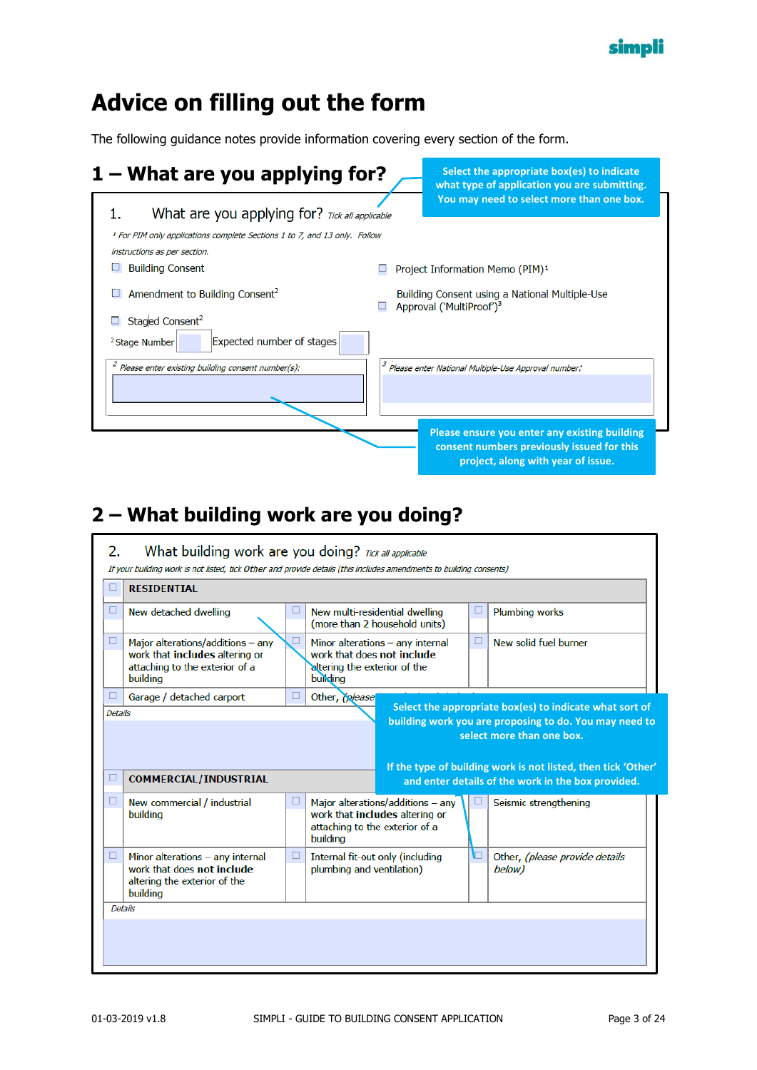# Advice on filling out the form

The following guidance notes provide information covering every section of the form.

## 1 – What are you applying for?

**Select the appropriate box(es) to indicate what type of application you are submitting. You may need to select more than one box.**

1. What are you applying for? *Tick all applicable*

*[1] For PIM only applications complete Sections 1 to 7, and 13 only. Follow instructions as per section.*

- ☐ Building Consent
- ☐ Amendment to Building Consent[2]
- ☐ Staged Consent[2]
- ☐ Project Information Memo (PIM)[1]
- ☐ Building Consent using a National Multiple-Use Approval ('MultiProof')[3]

[2] Stage Number ___ Expected number of stages ___

*[2] Please enter existing building consent number(s):*

*[3] Please enter National Multiple-Use Approval number:*

**Please ensure you enter any existing building consent numbers previously issued for this project, along with year of issue.**

## 2 – What building work are you doing?

2. What building work are you doing? *Tick all applicable*

*If your building work is not listed, tick Other and provide details (this includes amendments to building consents)*

| ☐ RESIDENTIAL | | |
|---|---|---|
| ☐ New detached dwelling | ☐ New multi-residential dwelling (more than 2 household units) | ☐ Plumbing works |
| ☐ Major alterations/additions – any work that **includes** altering or attaching to the exterior of a building | ☐ Minor alterations – any internal work that does **not include** altering the exterior of the building | ☐ New solid fuel burner |
| ☐ Garage / detached carport | ☐ Other, *(please provide details below)* | |

*Details*

| ☐ COMMERCIAL/INDUSTRIAL | | |
|---|---|---|
| ☐ New commercial / industrial building | ☐ Major alterations/additions – any work that **includes** altering or attaching to the exterior of a building | ☐ Seismic strengthening |
| ☐ Minor alterations – any internal work that does **not include** altering the exterior of the building | ☐ Internal fit-out only (including plumbing and ventilation) | ☐ Other, *(please provide details below)* |

*Details*

**Select the appropriate box(es) to indicate what sort of building work you are proposing to do. You may need to select more than one box.**

**If the type of building work is not listed, then tick 'Other' and enter details of the work in the box provided.**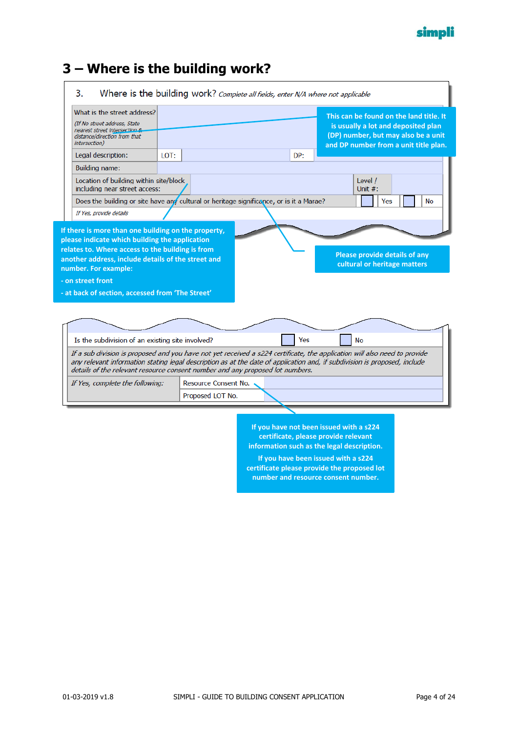# 3 – Where is the building work?

3. Where is the building work? *Complete all fields, enter N/A where not applicable*

| What is the street address? *(If No street address, State nearest street intersection & distance/direction from that intersection)* | | | | | |
|---|---|---|---|---|---|
| Legal description: | LOT: | | DP: | | |
| Building name: | | | | | |
| Location of building within site/block including near street access: | | | Level / Unit #: | | |
| Does the building or site have any cultural or heritage significance, or is it a Marae? | | | | Yes | No |
| *If Yes, provide details* | | | | | |

This can be found on the land title. It is usually a lot and deposited plan (DP) number, but may also be a unit and DP number from a unit title plan.

If there is more than one building on the property, please indicate which building the application relates to. Where access to the building is from another address, include details of the street and number. For example:

- on street front
- at back of section, accessed from 'The Street'

Please provide details of any cultural or heritage matters

| Is the subdivision of an existing site involved? | Yes | No |
|---|---|---|
| *If a sub division is proposed and you have not yet received a s224 certificate, the application will also need to provide any relevant information stating legal description as at the date of application and, if subdivision is proposed, include details of the relevant resource consent number and any proposed lot numbers.* | | |
| *If Yes, complete the following:* | Resource Consent No. | |
| | Proposed LOT No. | |

If you have not been issued with a s224 certificate, please provide relevant information such as the legal description.

If you have been issued with a s224 certificate please provide the proposed lot number and resource consent number.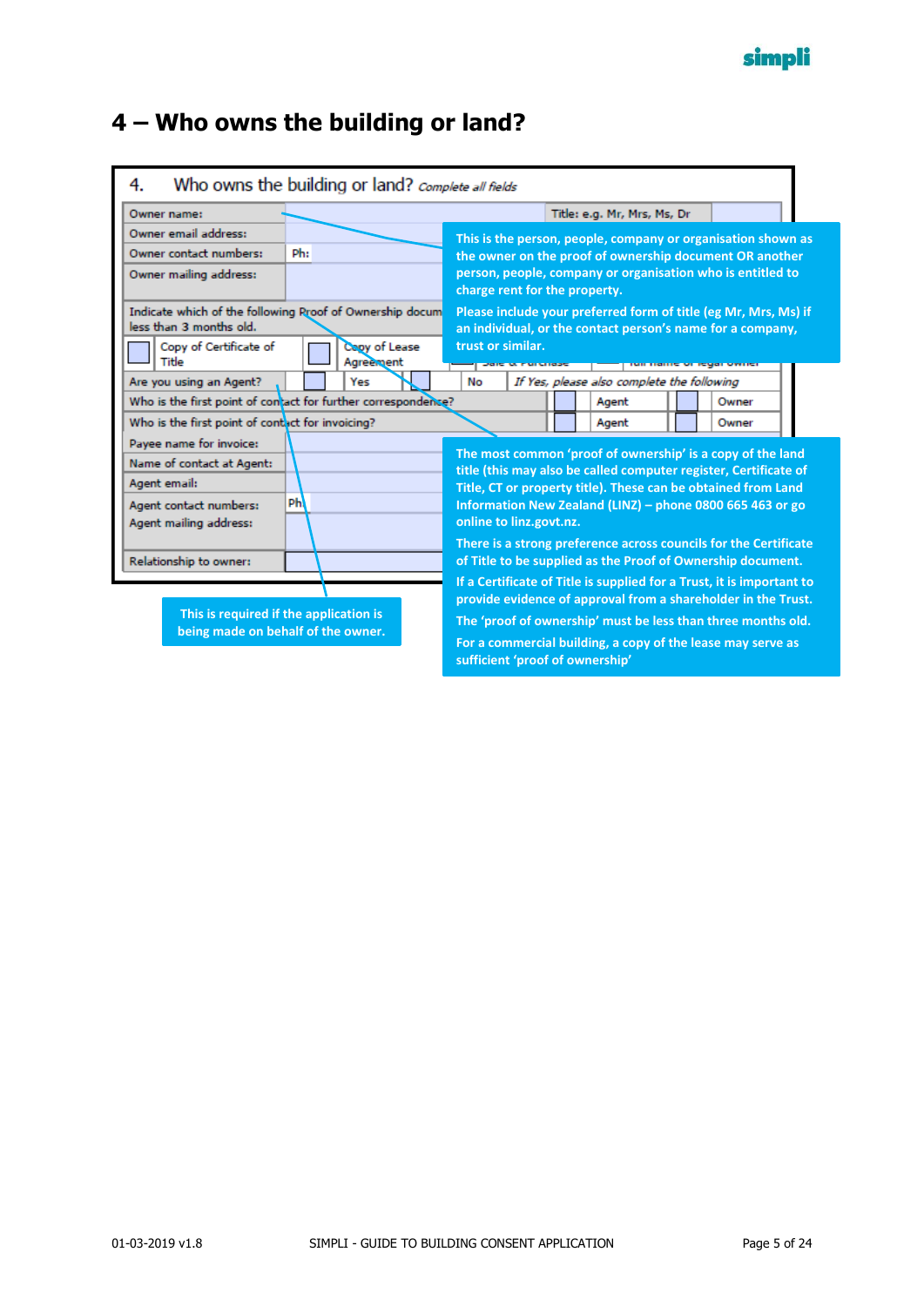# 4 – Who owns the building or land?

**4. Who owns the building or land?** *Complete all fields*

| | | | |
|---|---|---|---|
| Owner name: | | Title: e.g. Mr, Mrs, Ms, Dr | |
| Owner email address: | | | |
| Owner contact numbers: | Ph: | | |
| Owner mailing address: | | | |

Indicate which of the following Proof of Ownership docum... less than 3 months old.

| | | | | | | |
|---|---|---|---|---|---|---|
| ☐ | Copy of Certificate of Title | ☐ | Copy of Lease Agreement | ☐ | Sale & Purchase | ☐ Full name of legal owner |

| | | | | | |
|---|---|---|---|---|---|
| Are you using an Agent? | ☐ Yes | ☐ No | *If Yes, please also complete the following* | | |
| Who is the first point of contact for further correspondence? | | | ☐ Agent | ☐ Owner | |
| Who is the first point of contact for invoicing? | | | ☐ Agent | ☐ Owner | |

| | |
|---|---|
| Payee name for invoice: | |
| Name of contact at Agent: | |
| Agent email: | |
| Agent contact numbers: | Ph: |
| Agent mailing address: | |
| Relationship to owner: | |

**This is the person, people, company or organisation shown as the owner on the proof of ownership document OR another person, people, company or organisation who is entitled to charge rent for the property.**

**Please include your preferred form of title (eg Mr, Mrs, Ms) if an individual, or the contact person's name for a company, trust or similar.**

**The most common 'proof of ownership' is a copy of the land title (this may also be called computer register, Certificate of Title, CT or property title). These can be obtained from Land Information New Zealand (LINZ) – phone 0800 665 463 or go online to linz.govt.nz.**

**There is a strong preference across councils for the Certificate of Title to be supplied as the Proof of Ownership document.**

**If a Certificate of Title is supplied for a Trust, it is important to provide evidence of approval from a shareholder in the Trust.**

**The 'proof of ownership' must be less than three months old.**

**For a commercial building, a copy of the lease may serve as sufficient 'proof of ownership'**

**This is required if the application is being made on behalf of the owner.**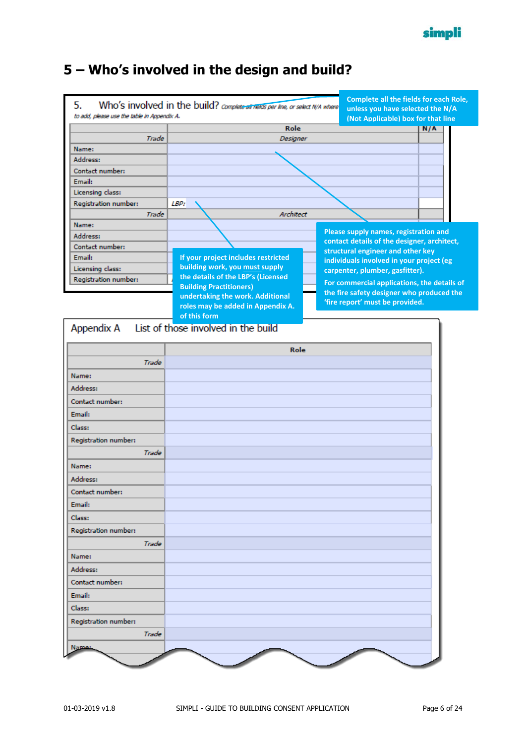# 5 – Who's involved in the design and build?

5. Who's involved in the build? *Complete all fields per line, or select N/A where ...*
*to add, please use the table in Appendix A.*

| | Role | N/A |
|---|---|---|
| *Trade* | *Designer* | |
| Name: | | |
| Address: | | |
| Contact number: | | |
| Email: | | |
| Licensing class: | | |
| Registration number: | *LBP:* | |
| *Trade* | *Architect* | |
| Name: | | |
| Address: | | |
| Contact number: | | |
| Email: | | |
| Licensing class: | | |
| Registration number: | | |

**Complete all the fields for each Role, unless you have selected the N/A (Not Applicable) box for that line**

**Please supply names, registration and contact details of the designer, architect, structural engineer and other key individuals involved in your project (eg carpenter, plumber, gasfitter).**

**For commercial applications, the details of the fire safety designer who produced the 'fire report' must be provided.**

**If your project includes restricted building work, you must supply the details of the LBP's (Licensed Building Practitioners) undertaking the work. Additional roles may be added in Appendix A. of this form**

Appendix A List of those involved in the build

| | Role |
|---|---|
| *Trade* | |
| Name: | |
| Address: | |
| Contact number: | |
| Email: | |
| Class: | |
| Registration number: | |
| *Trade* | |
| Name: | |
| Address: | |
| Contact number: | |
| Email: | |
| Class: | |
| Registration number: | |
| *Trade* | |
| Name: | |
| Address: | |
| Contact number: | |
| Email: | |
| Class: | |
| Registration number: | |
| *Trade* | |
| Name: | |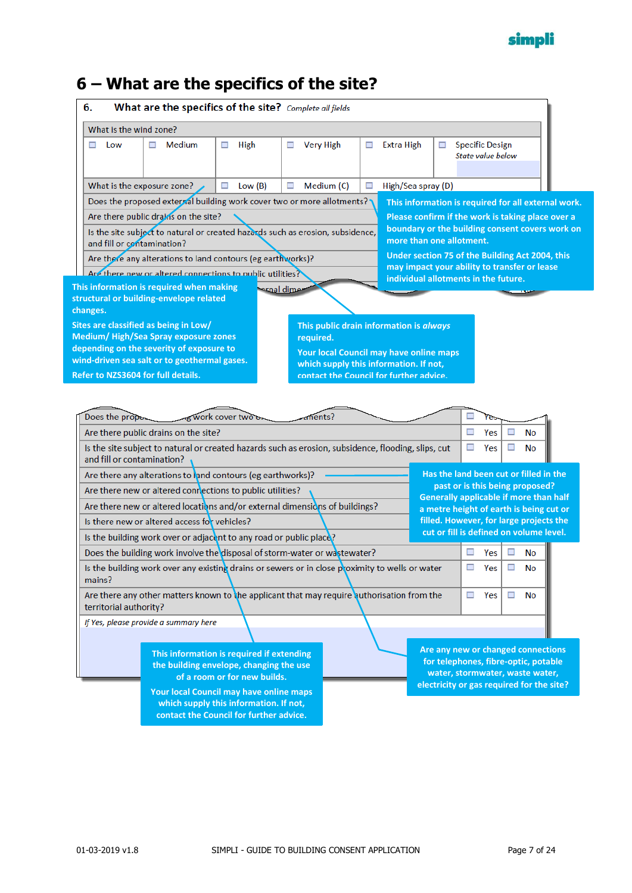# 6 – What are the specifics of the site?

**6. What are the specifics of the site?** *Complete all fields*

| What is the wind zone? | | | | | |
|---|---|---|---|---|---|
| ☐ Low | ☐ Medium | ☐ High | ☐ Very High | ☐ Extra High | ☐ Specific Design *State value below* |

| What is the exposure zone? | ☐ Low (B) | ☐ Medium (C) | ☐ High/Sea spray (D) |
|---|---|---|---|

Does the proposed external building work cover two or more allotments?

Are there public drains on the site?

Is the site subject to natural or created hazards such as erosion, subsidence, and fill or contamination?

Are there any alterations to land contours (eg earthworks)?

Are there new or altered connections to public utilities?

**This information is required for all external work.**

**Please confirm if the work is taking place over a boundary or the building consent covers work on more than one allotment.**

**Under section 75 of the Building Act 2004, this may impact your ability to transfer or lease individual allotments in the future.**

**This information is required when making structural or building-envelope related changes.**

**Sites are classified as being in Low/ Medium/ High/Sea Spray exposure zones depending on the severity of exposure to wind-driven sea salt or to geothermal gases.**

**Refer to NZS3604 for full details.**

**This public drain information is *always* required.**

**Your local Council may have online maps which supply this information. If not, contact the Council for further advice.**

| Question | | |
|---|---|---|
| Does the proposed external building work cover two or more allotments? | ☐ Yes | |
| Are there public drains on the site? | ☐ Yes | ☐ No |
| Is the site subject to natural or created hazards such as erosion, subsidence, flooding, slips, cut and fill or contamination? | ☐ Yes | ☐ No |
| Are there any alterations to land contours (eg earthworks)? | | |
| Are there new or altered connections to public utilities? | | |
| Are there new or altered locations and/or external dimensions of buildings? | | |
| Is there new or altered access for vehicles? | | |
| Is the building work over or adjacent to any road or public place? | | |
| Does the building work involve the disposal of storm-water or wastewater? | ☐ Yes | ☐ No |
| Is the building work over any existing drains or sewers or in close proximity to wells or water mains? | ☐ Yes | ☐ No |
| Are there any other matters known to the applicant that may require authorisation from the territorial authority? | ☐ Yes | ☐ No |

*If Yes, please provide a summary here*

**Has the land been cut or filled in the past or is this being proposed? Generally applicable if more than half a metre height of earth is being cut or filled. However, for large projects the cut or fill is defined on volume level.**

**This information is required if extending the building envelope, changing the use of a room or for new builds.**

**Your local Council may have online maps which supply this information. If not, contact the Council for further advice.**

**Are any new or changed connections for telephones, fibre-optic, potable water, stormwater, waste water, electricity or gas required for the site?**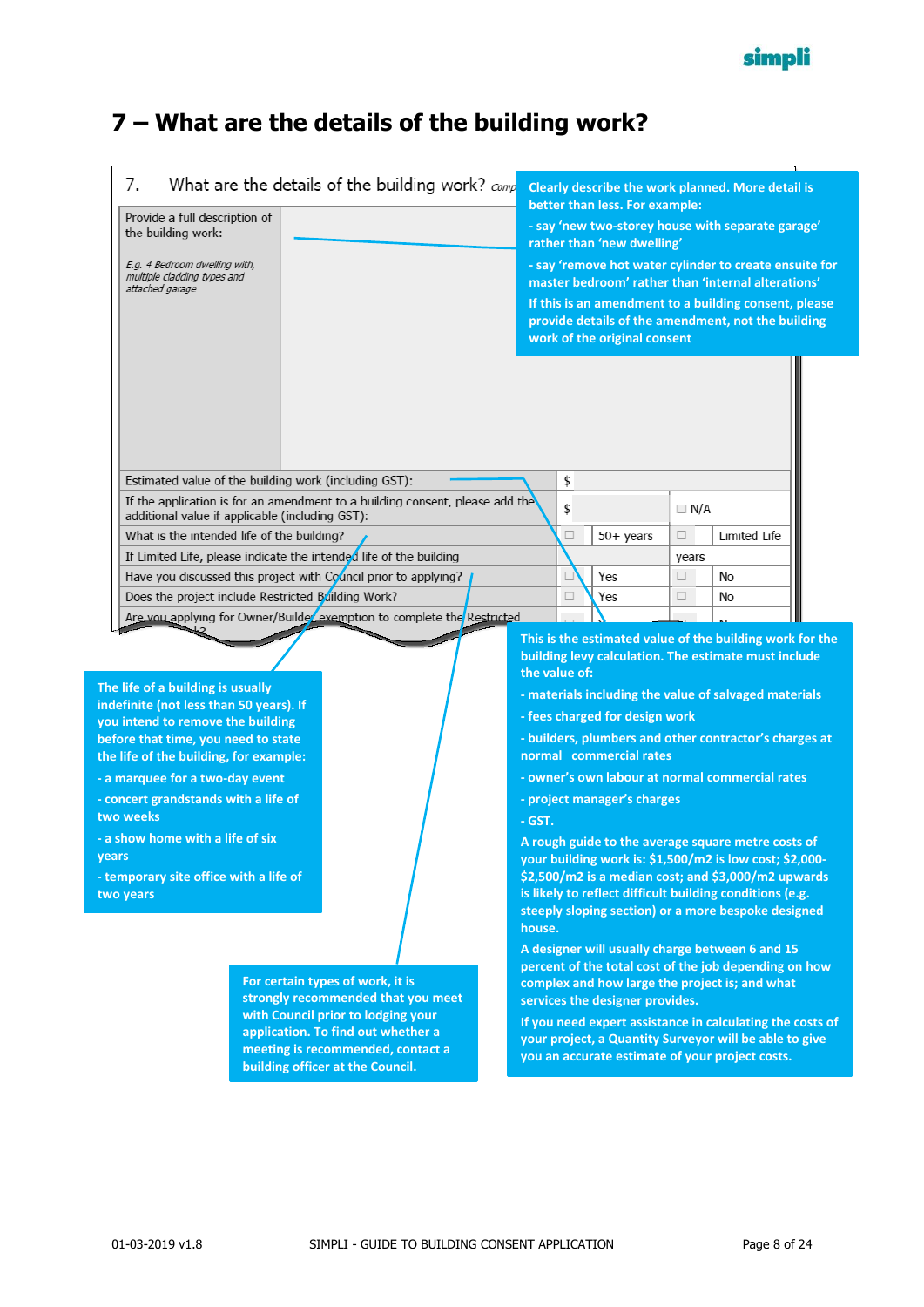# 7 – What are the details of the building work?

7. What are the details of the building work? *Comp*

| | | | | |
|---|---|---|---|---|
| Provide a full description of the building work:<br>*E.g. 4 Bedroom dwelling with, multiple cladding types and attached garage* | | | | |
| Estimated value of the building work (including GST): | $ | | | |
| If the application is for an amendment to a building consent, please add the additional value if applicable (including GST): | $ | | ☐ N/A | |
| What is the intended life of the building? | ☐ | 50+ years | ☐ | Limited Life |
| If Limited Life, please indicate the intended life of the building | | | years | |
| Have you discussed this project with Council prior to applying? | ☐ | Yes | ☐ | No |
| Does the project include Restricted Building Work? | ☐ | Yes | ☐ | No |
| Are you applying for Owner/Builder exemption to complete the Restricted ... | | | | |

**Clearly describe the work planned. More detail is better than less. For example:**

- **say 'new two-storey house with separate garage' rather than 'new dwelling'**
- **say 'remove hot water cylinder to create ensuite for master bedroom' rather than 'internal alterations'**

**If this is an amendment to a building consent, please provide details of the amendment, not the building work of the original consent**

**This is the estimated value of the building work for the building levy calculation. The estimate must include the value of:**

- **materials including the value of salvaged materials**
- **fees charged for design work**
- **builders, plumbers and other contractor's charges at normal commercial rates**
- **owner's own labour at normal commercial rates**
- **project manager's charges**
- **GST.**

**A rough guide to the average square metre costs of your building work is: $1,500/m2 is low cost; $2,000-$2,500/m2 is a median cost; and $3,000/m2 upwards is likely to reflect difficult building conditions (e.g. steeply sloping section) or a more bespoke designed house.**

**A designer will usually charge between 6 and 15 percent of the total cost of the job depending on how complex and how large the project is; and what services the designer provides.**

**If you need expert assistance in calculating the costs of your project, a Quantity Surveyor will be able to give you an accurate estimate of your project costs.**

**The life of a building is usually indefinite (not less than 50 years). If you intend to remove the building before that time, you need to state the life of the building, for example:**

- **a marquee for a two-day event**
- **concert grandstands with a life of two weeks**
- **a show home with a life of six years**
- **temporary site office with a life of two years**

**For certain types of work, it is strongly recommended that you meet with Council prior to lodging your application. To find out whether a meeting is recommended, contact a building officer at the Council.**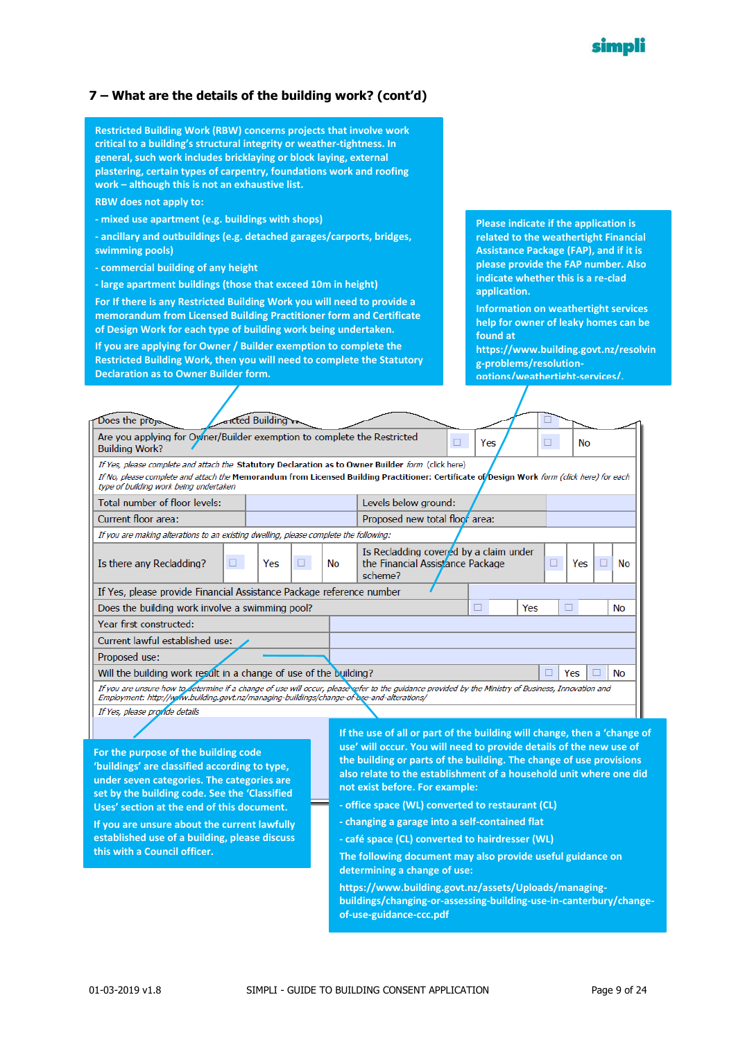## 7 – What are the details of the building work? (cont'd)

Restricted Building Work (RBW) concerns projects that involve work critical to a building's structural integrity or weather-tightness. In general, such work includes bricklaying or block laying, external plastering, certain types of carpentry, foundations work and roofing work – although this is not an exhaustive list.

RBW does not apply to:

- mixed use apartment (e.g. buildings with shops)
- ancillary and outbuildings (e.g. detached garages/carports, bridges, swimming pools)
- commercial building of any height
- large apartment buildings (those that exceed 10m in height)

For If there is any Restricted Building Work you will need to provide a memorandum from Licensed Building Practitioner form and Certificate of Design Work for each type of building work being undertaken.

If you are applying for Owner / Builder exemption to complete the Restricted Building Work, then you will need to complete the Statutory Declaration as to Owner Builder form.

Please indicate if the application is related to the weathertight Financial Assistance Package (FAP), and if it is please provide the FAP number. Also indicate whether this is a re-clad application.

Information on weathertight services help for owner of leaky homes can be found at https://www.building.govt.nz/resolving-problems/resolution-options/weathertight-services/.

| | | | | | | | | |
|---|---|---|---|---|---|---|---|---|
| Does the proj... ...icted Building W... | | | | | | ☐ | | |
| Are you applying for Owner/Builder exemption to complete the Restricted Building Work? | | | | ☐ | Yes | ☐ | No | |
| *If Yes, please complete and attach the* **Statutory Declaration as to Owner Builder** *form (click here)*<br>*If No, please complete and attach the* **Memorandum from Licensed Building Practitioner: Certificate of Design Work** *form (click here) for each type of building work being undertaken* | | | | | | | | |
| Total number of floor levels: | | | Levels below ground: | | | | | |
| Current floor area: | | | Proposed new total floor area: | | | | | |
| *If you are making alterations to an existing dwelling, please complete the following:* | | | | | | | | |
| Is there any Recladding? | ☐ Yes | ☐ No | Is Recladding covered by a claim under the Financial Assistance Package scheme? | | ☐ | Yes | ☐ | No |
| If Yes, please provide Financial Assistance Package reference number | | | | | | | | |
| Does the building work involve a swimming pool? | | | | ☐ | Yes | ☐ | No | |
| Year first constructed: | | | | | | | | |
| Current lawful established use: | | | | | | | | |
| Proposed use: | | | | | | | | |
| Will the building work result in a change of use of the building? | | | | | ☐ | Yes | ☐ | No |
| *If you are unsure how to determine if a change of use will occur, please refer to the guidance provided by the Ministry of Business, Innovation and Employment: http://www.building.govt.nz/managing-buildings/change-of-use-and-alterations/* | | | | | | | | |
| *If Yes, please provide details* | | | | | | | | |

For the purpose of the building code 'buildings' are classified according to type, under seven categories. The categories are set by the building code. See the 'Classified Uses' section at the end of this document.

If you are unsure about the current lawfully established use, please discuss this with a Council officer.

If the use of all or part of the building will change, then a 'change of use' will occur. You will need to provide details of the new use of the building or parts of the building. The change of use provisions also relate to the establishment of a household unit where one did not exist before. For example:

- office space (WL) converted to restaurant (CL)
- changing a garage into a self-contained flat
- café space (CL) converted to hairdresser (WL)

The following document may also provide useful guidance on determining a change of use:

https://www.building.govt.nz/assets/Uploads/managing-buildings/changing-or-assessing-building-use-in-canterbury/change-of-use-guidance-ccc.pdf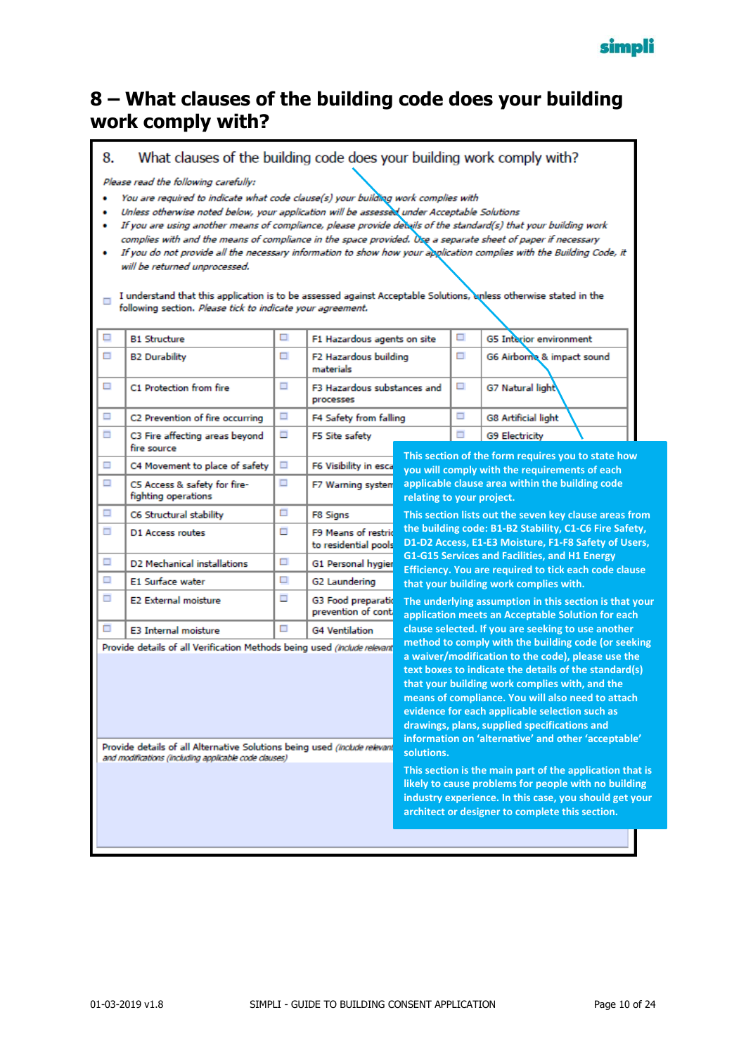# 8 – What clauses of the building code does your building work comply with?

8. What clauses of the building code does your building work comply with?

*Please read the following carefully:*

- *You are required to indicate what code clause(s) your building work complies with*
- *Unless otherwise noted below, your application will be assessed under Acceptable Solutions*
- *If you are using another means of compliance, please provide details of the standard(s) that your building work complies with and the means of compliance in the space provided. Use a separate sheet of paper if necessary*
- *If you do not provide all the necessary information to show how your application complies with the Building Code, it will be returned unprocessed.*

☐ I understand that this application is to be assessed against Acceptable Solutions, unless otherwise stated in the following section. *Please tick to indicate your agreement.*

| | | | | | |
|---|---|---|---|---|---|
| ☐ | B1 Structure | ☐ | F1 Hazardous agents on site | ☐ | G5 Interior environment |
| ☐ | B2 Durability | ☐ | F2 Hazardous building materials | ☐ | G6 Airborne & impact sound |
| ☐ | C1 Protection from fire | ☐ | F3 Hazardous substances and processes | ☐ | G7 Natural light |
| ☐ | C2 Prevention of fire occurring | ☐ | F4 Safety from falling | ☐ | G8 Artificial light |
| ☐ | C3 Fire affecting areas beyond fire source | ☐ | F5 Site safety | ☐ | G9 Electricity |
| ☐ | C4 Movement to place of safety | ☐ | F6 Visibility in esca | | |
| ☐ | C5 Access & safety for fire-fighting operations | ☐ | F7 Warning system | | |
| ☐ | C6 Structural stability | ☐ | F8 Signs | | |
| ☐ | D1 Access routes | ☐ | F9 Means of restric to residential pools | | |
| ☐ | D2 Mechanical installations | ☐ | G1 Personal hygie | | |
| ☐ | E1 Surface water | ☐ | G2 Laundering | | |
| ☐ | E2 External moisture | ☐ | G3 Food preparatio prevention of cont | | |
| ☐ | E3 Internal moisture | ☐ | G4 Ventilation | | |

Provide details of all Verification Methods being used *(include relevant*

Provide details of all Alternative Solutions being used *(include relevant and modifications (including applicable code clauses)*

**This section of the form requires you to state how you will comply with the requirements of each applicable clause area within the building code relating to your project.**

**This section lists out the seven key clause areas from the building code: B1-B2 Stability, C1-C6 Fire Safety, D1-D2 Access, E1-E3 Moisture, F1-F8 Safety of Users, G1-G15 Services and Facilities, and H1 Energy Efficiency. You are required to tick each code clause that your building work complies with.**

**The underlying assumption in this section is that your application meets an Acceptable Solution for each clause selected. If you are seeking to use another method to comply with the building code (or seeking a waiver/modification to the code), please use the text boxes to indicate the details of the standard(s) that your building work complies with, and the means of compliance. You will also need to attach evidence for each applicable selection such as drawings, plans, supplied specifications and information on 'alternative' and other 'acceptable' solutions.**

**This section is the main part of the application that is likely to cause problems for people with no building industry experience. In this case, you should get your architect or designer to complete this section.**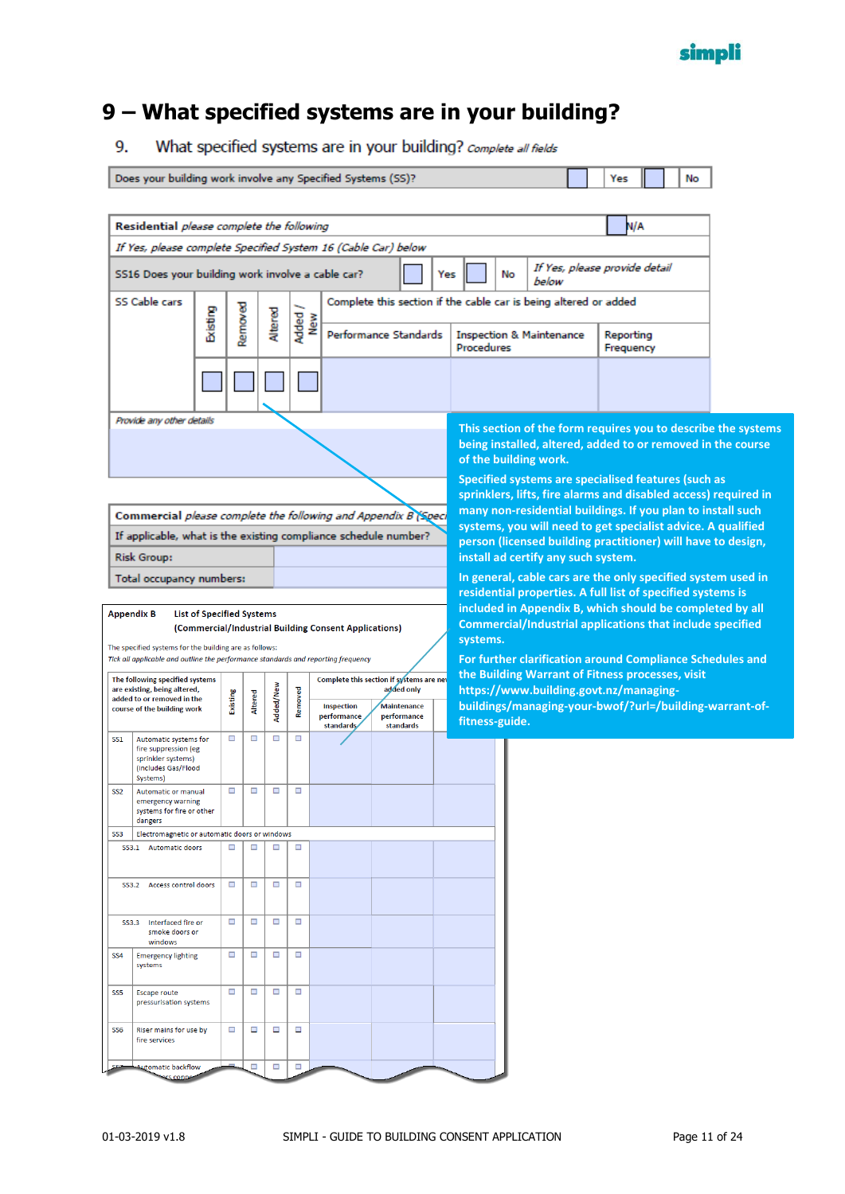# 9 – What specified systems are in your building?

9. What specified systems are in your building? *Complete all fields*

| Does your building work involve any Specified Systems (SS)? | ☐ Yes | ☐ No |
|---|---|---|

| **Residential** *please complete the following* | | | | | | | ☐ N/A |
|---|---|---|---|---|---|---|---|
| *If Yes, please complete Specified System 16 (Cable Car) below* | | | | | | | |
| SS16 Does your building work involve a cable car? | ☐ Yes | ☐ No | *If Yes, please provide detail below* | | | | |
| SS Cable cars | Existing | Removed | Altered | Added / New | Complete this section if the cable car is being altered or added | | |
| | | | | | Performance Standards | Inspection & Maintenance Procedures | Reporting Frequency |
| | ☐ | ☐ | ☐ | ☐ | | | |
| *Provide any other details* | | | | | | | |

| **Commercial** *please complete the following and Appendix B (Speci...* | |
|---|---|
| If applicable, what is the existing compliance schedule number? | |
| Risk Group: | |
| Total occupancy numbers: | |

**Appendix B** List of Specified Systems (Commercial/Industrial Building Consent Applications)

The specified systems for the building are as follows:

*Tick all applicable and outline the performance standards and reporting frequency*

| The following specified systems are existing, being altered, added to or removed in the course of the building work | | Existing | Altered | Added/New | Removed | Complete this section if systems are new/added only | | |
|---|---|---|---|---|---|---|---|---|
| | | | | | | Inspection performance standards | Maintenance performance standards | |
| SS1 | Automatic systems for fire suppression (eg sprinkler systems) (includes Gas/Flood Systems) | ☐ | ☐ | ☐ | ☐ | | | |
| SS2 | Automatic or manual emergency warning systems for fire or other dangers | ☐ | ☐ | ☐ | ☐ | | | |
| SS3 | Electromagnetic or automatic doors or windows | | | | | | | |
| SS3.1 | Automatic doors | ☐ | ☐ | ☐ | ☐ | | | |
| SS3.2 | Access control doors | ☐ | ☐ | ☐ | ☐ | | | |
| SS3.3 | Interfaced fire or smoke doors or windows | ☐ | ☐ | ☐ | ☐ | | | |
| SS4 | Emergency lighting systems | ☐ | ☐ | ☐ | ☐ | | | |
| SS5 | Escape route pressurisation systems | ☐ | ☐ | ☐ | ☐ | | | |
| SS6 | Riser mains for use by fire services | ☐ | ☐ | ☐ | ☐ | | | |
| SS7 | Automatic backflow ... | ☐ | ☐ | ☐ | ☐ | | | |

**This section of the form requires you to describe the systems being installed, altered, added to or removed in the course of the building work.**

**Specified systems are specialised features (such as sprinklers, lifts, fire alarms and disabled access) required in many non-residential buildings. If you plan to install such systems, you will need to get specialist advice. A qualified person (licensed building practitioner) will have to design, install ad certify any such system.**

**In general, cable cars are the only specified system used in residential properties. A full list of specified systems is included in Appendix B, which should be completed by all Commercial/Industrial applications that include specified systems.**

**For further clarification around Compliance Schedules and the Building Warrant of Fitness processes, visit https://www.building.govt.nz/managing-buildings/managing-your-bwof/?url=/building-warrant-of-fitness-guide.**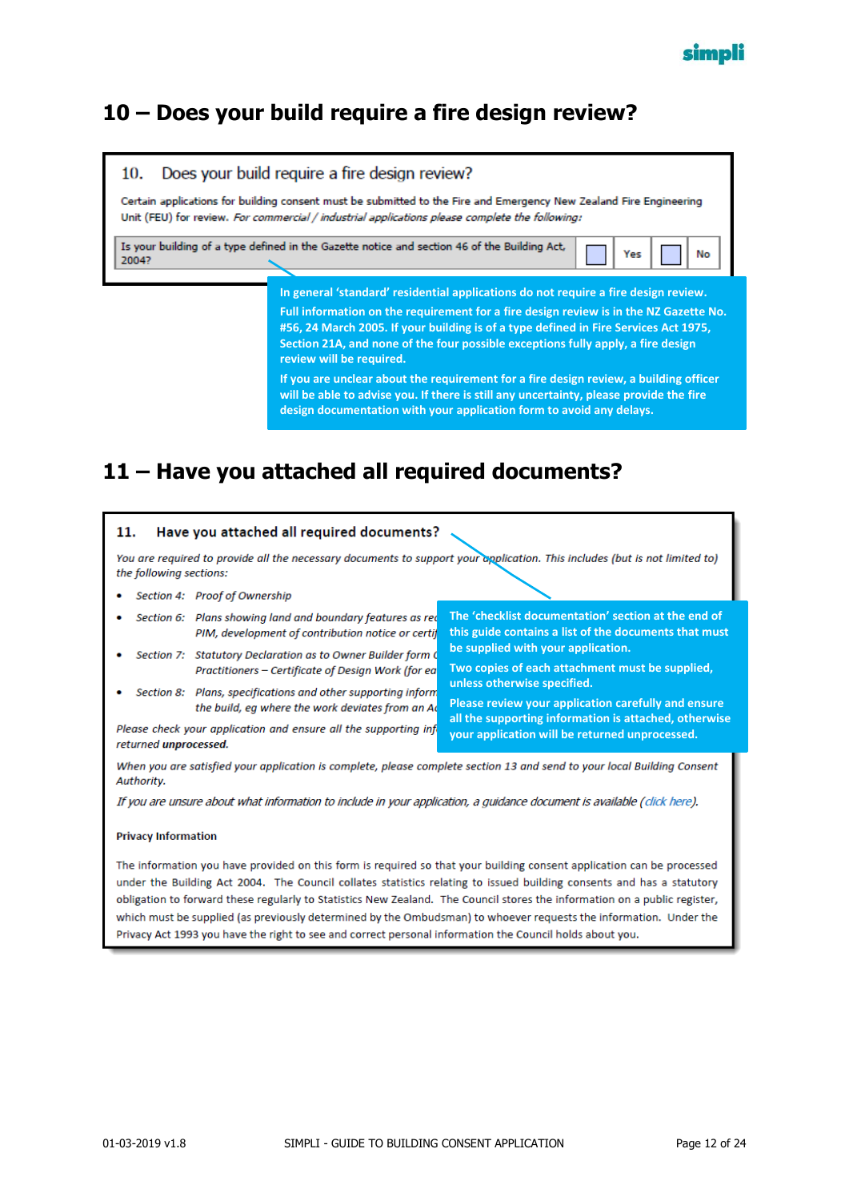## 10 – Does your build require a fire design review?

> **10. Does your build require a fire design review?**
>
> Certain applications for building consent must be submitted to the Fire and Emergency New Zealand Fire Engineering Unit (FEU) for review. *For commercial / industrial applications please complete the following:*
>
> | Is your building of a type defined in the Gazette notice and section 46 of the Building Act, 2004? | ☐ | Yes | ☐ | No |
> |---|---|---|---|---|

**In general 'standard' residential applications do not require a fire design review.**

**Full information on the requirement for a fire design review is in the NZ Gazette No. #56, 24 March 2005. If your building is of a type defined in Fire Services Act 1975, Section 21A, and none of the four possible exceptions fully apply, a fire design review will be required.**

**If you are unclear about the requirement for a fire design review, a building officer will be able to advise you. If there is still any uncertainty, please provide the fire design documentation with your application form to avoid any delays.**

## 11 – Have you attached all required documents?

> **11. Have you attached all required documents?**
>
> *You are required to provide all the necessary documents to support your application. This includes (but is not limited to) the following sections:*
>
> - *Section 4: Proof of Ownership*
> - *Section 6: Plans showing land and boundary features as re[...] PIM, development of contribution notice or certi[...]*
> - *Section 7: Statutory Declaration as to Owner Builder form [...] Practitioners – Certificate of Design Work (for ea[...]*
> - *Section 8: Plans, specifications and other supporting inform[...] the build, eg where the work deviates from an A[...]*
>
> *Please check your application and ensure all the supporting inf[...] returned* ***unprocessed****.*
>
> *When you are satisfied your application is complete, please complete section 13 and send to your local Building Consent Authority.*
>
> *If you are unsure about what information to include in your application, a guidance document is available (click here).*
>
> **Privacy Information**
>
> The information you have provided on this form is required so that your building consent application can be processed under the Building Act 2004. The Council collates statistics relating to issued building consents and has a statutory obligation to forward these regularly to Statistics New Zealand. The Council stores the information on a public register, which must be supplied (as previously determined by the Ombudsman) to whoever requests the information. Under the Privacy Act 1993 you have the right to see and correct personal information the Council holds about you.

**The 'checklist documentation' section at the end of this guide contains a list of the documents that must be supplied with your application.**

**Two copies of each attachment must be supplied, unless otherwise specified.**

**Please review your application carefully and ensure all the supporting information is attached, otherwise your application will be returned unprocessed.**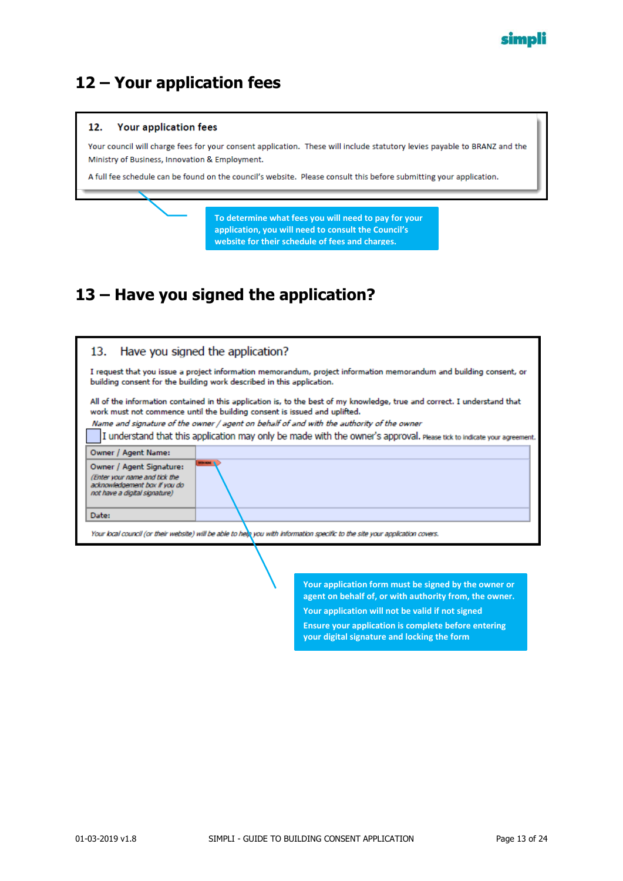## 12 – Your application fees

> **12. Your application fees**
>
> Your council will charge fees for your consent application. These will include statutory levies payable to BRANZ and the Ministry of Business, Innovation & Employment.
>
> A full fee schedule can be found on the council's website. Please consult this before submitting your application.

**To determine what fees you will need to pay for your application, you will need to consult the Council's website for their schedule of fees and charges.**

## 13 – Have you signed the application?

> **13. Have you signed the application?**
>
> I request that you issue a project information memorandum, project information memorandum and building consent, or building consent for the building work described in this application.
>
> All of the information contained in this application is, to the best of my knowledge, true and correct. I understand that work must not commence until the building consent is issued and uplifted.
>
> *Name and signature of the owner / agent on behalf of and with the authority of the owner*
>
> ☐ I understand that this application may only be made with the owner's approval. Please tick to indicate your agreement.

| | |
|---|---|
| Owner / Agent Name: | |
| Owner / Agent Signature: *(Enter your name and tick the acknowledgement box if you do not have a digital signature)* | |
| Date: | |

*Your local council (or their website) will be able to help you with information specific to the site your application covers.*

**Your application form must be signed by the owner or agent on behalf of, or with authority from, the owner.**

**Your application will not be valid if not signed**

**Ensure your application is complete before entering your digital signature and locking the form**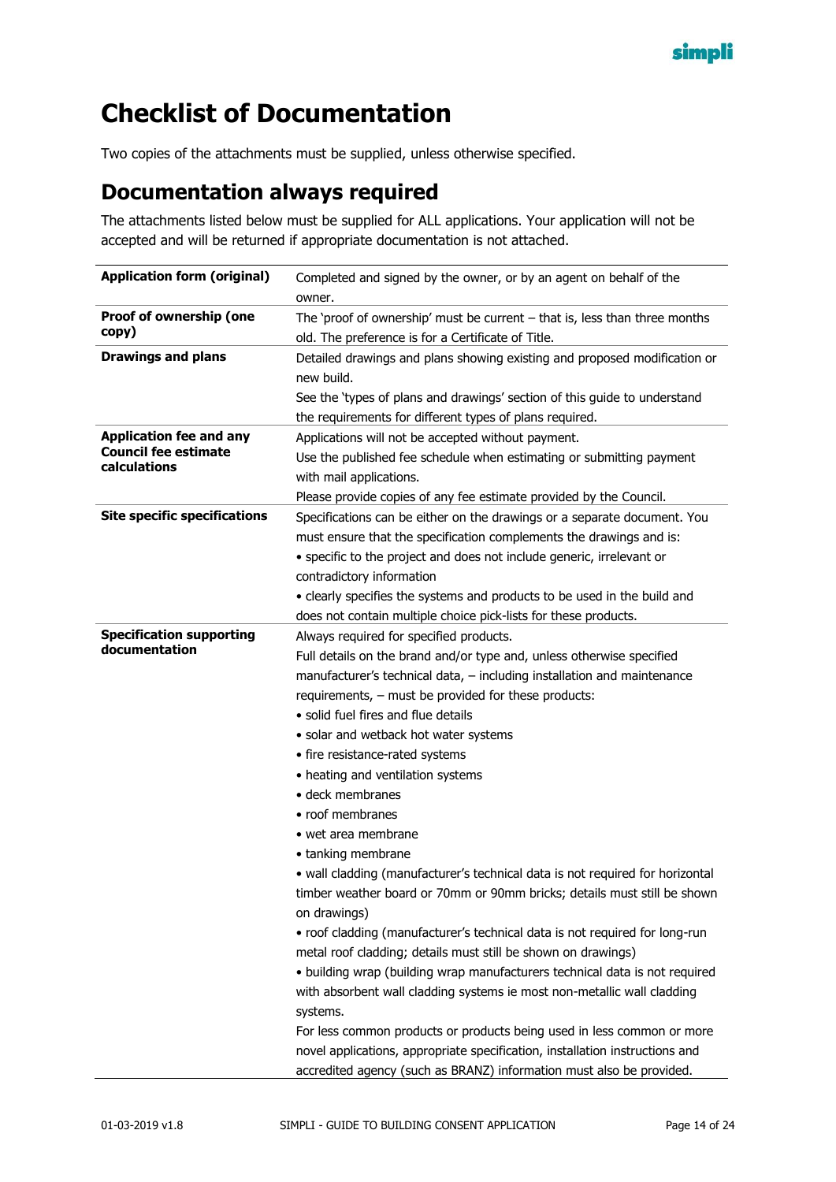# Checklist of Documentation

Two copies of the attachments must be supplied, unless otherwise specified.

## Documentation always required

The attachments listed below must be supplied for ALL applications. Your application will not be accepted and will be returned if appropriate documentation is not attached.

| | |
|---|---|
| **Application form (original)** | Completed and signed by the owner, or by an agent on behalf of the owner. |
| **Proof of ownership (one copy)** | The 'proof of ownership' must be current – that is, less than three months old. The preference is for a Certificate of Title. |
| **Drawings and plans** | Detailed drawings and plans showing existing and proposed modification or new build.<br>See the 'types of plans and drawings' section of this guide to understand the requirements for different types of plans required. |
| **Application fee and any Council fee estimate calculations** | Applications will not be accepted without payment.<br>Use the published fee schedule when estimating or submitting payment with mail applications.<br>Please provide copies of any fee estimate provided by the Council. |
| **Site specific specifications** | Specifications can be either on the drawings or a separate document. You must ensure that the specification complements the drawings and is:<br>• specific to the project and does not include generic, irrelevant or contradictory information<br>• clearly specifies the systems and products to be used in the build and does not contain multiple choice pick-lists for these products. |
| **Specification supporting documentation** | Always required for specified products.<br>Full details on the brand and/or type and, unless otherwise specified manufacturer's technical data, – including installation and maintenance requirements, – must be provided for these products:<br>• solid fuel fires and flue details<br>• solar and wetback hot water systems<br>• fire resistance-rated systems<br>• heating and ventilation systems<br>• deck membranes<br>• roof membranes<br>• wet area membrane<br>• tanking membrane<br>• wall cladding (manufacturer's technical data is not required for horizontal timber weather board or 70mm or 90mm bricks; details must still be shown on drawings)<br>• roof cladding (manufacturer's technical data is not required for long-run metal roof cladding; details must still be shown on drawings)<br>• building wrap (building wrap manufacturers technical data is not required with absorbent wall cladding systems ie most non-metallic wall cladding systems.<br>For less common products or products being used in less common or more novel applications, appropriate specification, installation instructions and accredited agency (such as BRANZ) information must also be provided. |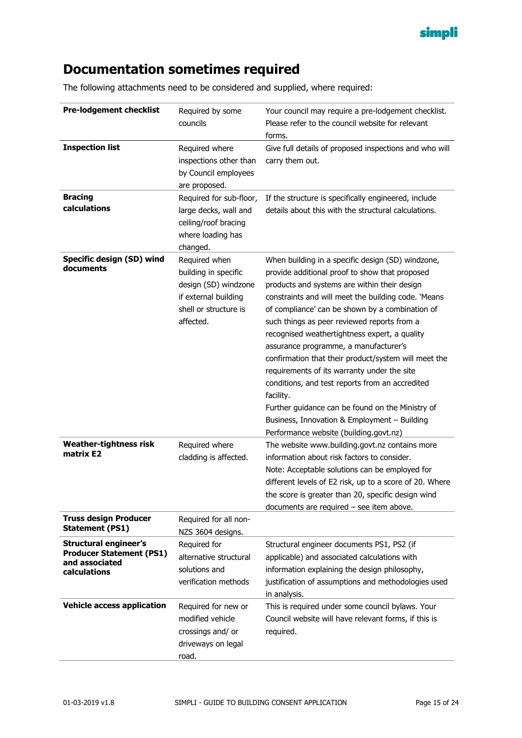# Documentation sometimes required

The following attachments need to be considered and supplied, where required:

| | | |
|---|---|---|
| **Pre-lodgement checklist** | Required by some councils | Your council may require a pre-lodgement checklist. Please refer to the council website for relevant forms. |
| **Inspection list** | Required where inspections other than by Council employees are proposed. | Give full details of proposed inspections and who will carry them out. |
| **Bracing calculations** | Required for sub-floor, large decks, wall and ceiling/roof bracing where loading has changed. | If the structure is specifically engineered, include details about this with the structural calculations. |
| **Specific design (SD) wind documents** | Required when building in specific design (SD) windzone if external building shell or structure is affected. | When building in a specific design (SD) windzone, provide additional proof to show that proposed products and systems are within their design constraints and will meet the building code. 'Means of compliance' can be shown by a combination of such things as peer reviewed reports from a recognised weathertightness expert, a quality assurance programme, a manufacturer's confirmation that their product/system will meet the requirements of its warranty under the site conditions, and test reports from an accredited facility.<br>Further guidance can be found on the Ministry of Business, Innovation & Employment – Building Performance website (building.govt.nz) |
| **Weather-tightness risk matrix E2** | Required where cladding is affected. | The website www.building.govt.nz contains more information about risk factors to consider.<br>Note: Acceptable solutions can be employed for different levels of E2 risk, up to a score of 20. Where the score is greater than 20, specific design wind documents are required – see item above. |
| **Truss design Producer Statement (PS1)** | Required for all non-NZS 3604 designs. | |
| **Structural engineer's Producer Statement (PS1) and associated calculations** | Required for alternative structural solutions and verification methods | Structural engineer documents PS1, PS2 (if applicable) and associated calculations with information explaining the design philosophy, justification of assumptions and methodologies used in analysis. |
| **Vehicle access application** | Required for new or modified vehicle crossings and/ or driveways on legal road. | This is required under some council bylaws. Your Council website will have relevant forms, if this is required. |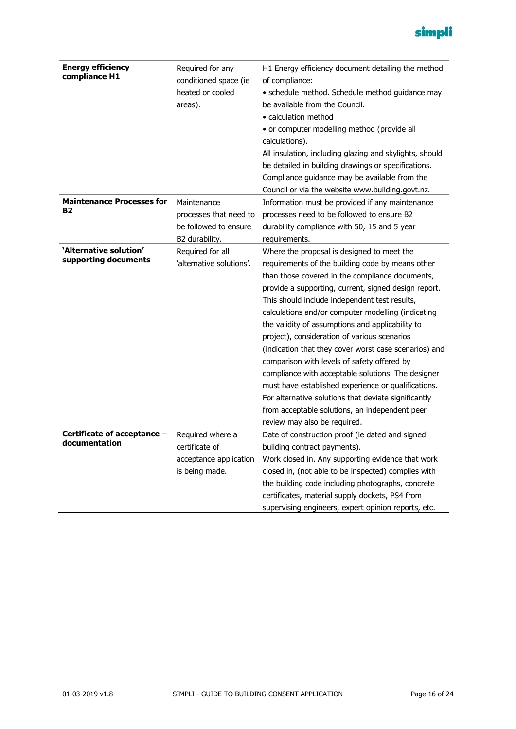| | | |
|---|---|---|
| **Energy efficiency compliance H1** | Required for any conditioned space (ie heated or cooled areas). | H1 Energy efficiency document detailing the method of compliance:<br>• schedule method. Schedule method guidance may be available from the Council.<br>• calculation method<br>• or computer modelling method (provide all calculations).<br>All insulation, including glazing and skylights, should be detailed in building drawings or specifications. Compliance guidance may be available from the Council or via the website www.building.govt.nz. |
| **Maintenance Processes for B2** | Maintenance processes that need to be followed to ensure B2 durability. | Information must be provided if any maintenance processes need to be followed to ensure B2 durability compliance with 50, 15 and 5 year requirements. |
| **'Alternative solution' supporting documents** | Required for all 'alternative solutions'. | Where the proposal is designed to meet the requirements of the building code by means other than those covered in the compliance documents, provide a supporting, current, signed design report. This should include independent test results, calculations and/or computer modelling (indicating the validity of assumptions and applicability to project), consideration of various scenarios (indication that they cover worst case scenarios) and comparison with levels of safety offered by compliance with acceptable solutions. The designer must have established experience or qualifications. For alternative solutions that deviate significantly from acceptable solutions, an independent peer review may also be required. |
| **Certificate of acceptance – documentation** | Required where a certificate of acceptance application is being made. | Date of construction proof (ie dated and signed building contract payments).<br>Work closed in. Any supporting evidence that work closed in, (not able to be inspected) complies with the building code including photographs, concrete certificates, material supply dockets, PS4 from supervising engineers, expert opinion reports, etc. |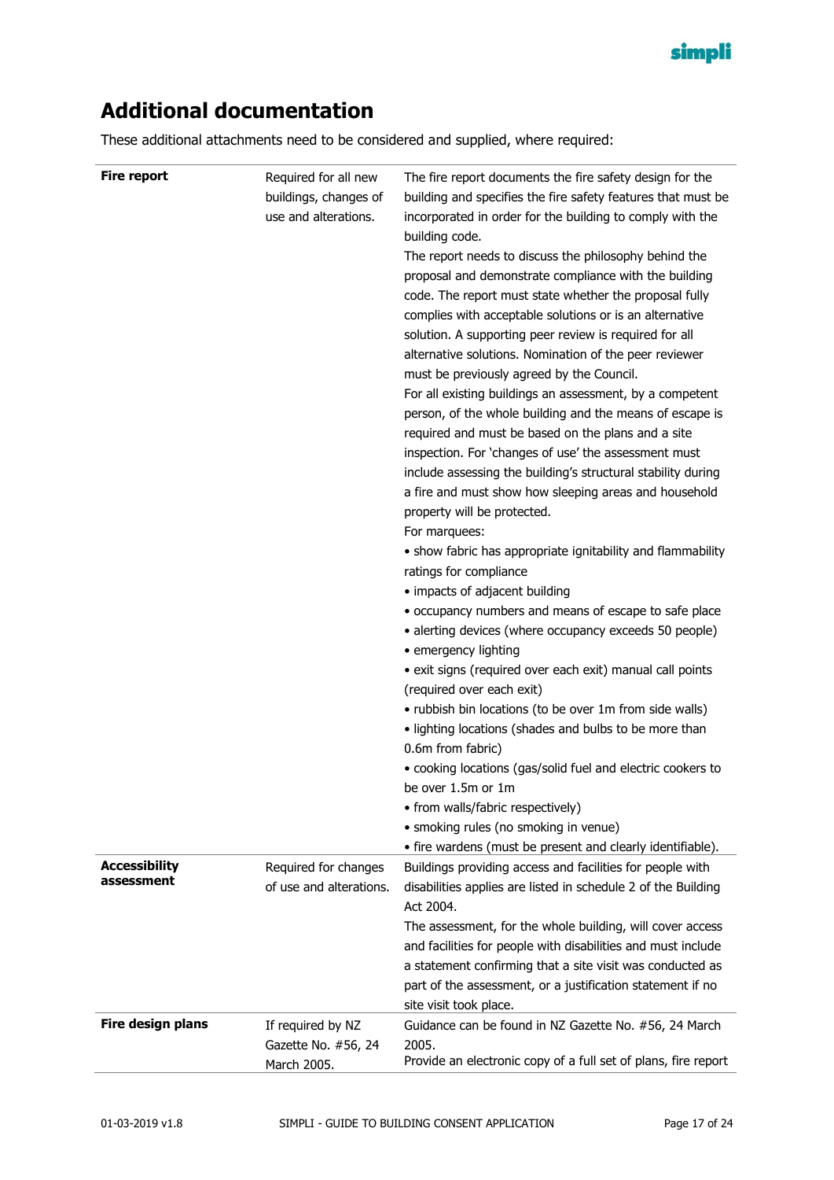# Additional documentation

These additional attachments need to be considered and supplied, where required:

| | | |
|---|---|---|
| **Fire report** | Required for all new buildings, changes of use and alterations. | The fire report documents the fire safety design for the building and specifies the fire safety features that must be incorporated in order for the building to comply with the building code.<br>The report needs to discuss the philosophy behind the proposal and demonstrate compliance with the building code. The report must state whether the proposal fully complies with acceptable solutions or is an alternative solution. A supporting peer review is required for all alternative solutions. Nomination of the peer reviewer must be previously agreed by the Council.<br>For all existing buildings an assessment, by a competent person, of the whole building and the means of escape is required and must be based on the plans and a site inspection. For 'changes of use' the assessment must include assessing the building's structural stability during a fire and must show how sleeping areas and household property will be protected.<br>For marquees:<br>• show fabric has appropriate ignitability and flammability ratings for compliance<br>• impacts of adjacent building<br>• occupancy numbers and means of escape to safe place<br>• alerting devices (where occupancy exceeds 50 people)<br>• emergency lighting<br>• exit signs (required over each exit) manual call points (required over each exit)<br>• rubbish bin locations (to be over 1m from side walls)<br>• lighting locations (shades and bulbs to be more than 0.6m from fabric)<br>• cooking locations (gas/solid fuel and electric cookers to be over 1.5m or 1m<br>• from walls/fabric respectively)<br>• smoking rules (no smoking in venue)<br>• fire wardens (must be present and clearly identifiable). |
| **Accessibility assessment** | Required for changes of use and alterations. | Buildings providing access and facilities for people with disabilities applies are listed in schedule 2 of the Building Act 2004.<br>The assessment, for the whole building, will cover access and facilities for people with disabilities and must include a statement confirming that a site visit was conducted as part of the assessment, or a justification statement if no site visit took place. |
| **Fire design plans** | If required by NZ Gazette No. #56, 24 March 2005. | Guidance can be found in NZ Gazette No. #56, 24 March 2005.<br>Provide an electronic copy of a full set of plans, fire report |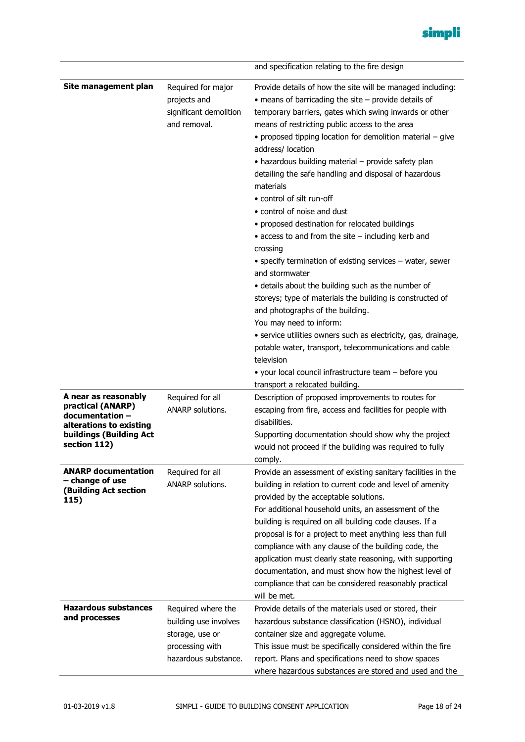| | | |
|---|---|---|
| | | and specification relating to the fire design |
| **Site management plan** | Required for major projects and significant demolition and removal. | Provide details of how the site will be managed including:<br>• means of barricading the site – provide details of temporary barriers, gates which swing inwards or other means of restricting public access to the area<br>• proposed tipping location for demolition material – give address/ location<br>• hazardous building material – provide safety plan detailing the safe handling and disposal of hazardous materials<br>• control of silt run-off<br>• control of noise and dust<br>• proposed destination for relocated buildings<br>• access to and from the site – including kerb and crossing<br>• specify termination of existing services – water, sewer and stormwater<br>• details about the building such as the number of storeys; type of materials the building is constructed of and photographs of the building.<br>You may need to inform:<br>• service utilities owners such as electricity, gas, drainage, potable water, transport, telecommunications and cable television<br>• your local council infrastructure team – before you transport a relocated building. |
| **A near as reasonably practical (ANARP) documentation – alterations to existing buildings (Building Act section 112)** | Required for all ANARP solutions. | Description of proposed improvements to routes for escaping from fire, access and facilities for people with disabilities.<br>Supporting documentation should show why the project would not proceed if the building was required to fully comply. |
| **ANARP documentation – change of use (Building Act section 115)** | Required for all ANARP solutions. | Provide an assessment of existing sanitary facilities in the building in relation to current code and level of amenity provided by the acceptable solutions.<br>For additional household units, an assessment of the building is required on all building code clauses. If a proposal is for a project to meet anything less than full compliance with any clause of the building code, the application must clearly state reasoning, with supporting documentation, and must show how the highest level of compliance that can be considered reasonably practical will be met. |
| **Hazardous substances and processes** | Required where the building use involves storage, use or processing with hazardous substance. | Provide details of the materials used or stored, their hazardous substance classification (HSNO), individual container size and aggregate volume.<br>This issue must be specifically considered within the fire report. Plans and specifications need to show spaces where hazardous substances are stored and used and the |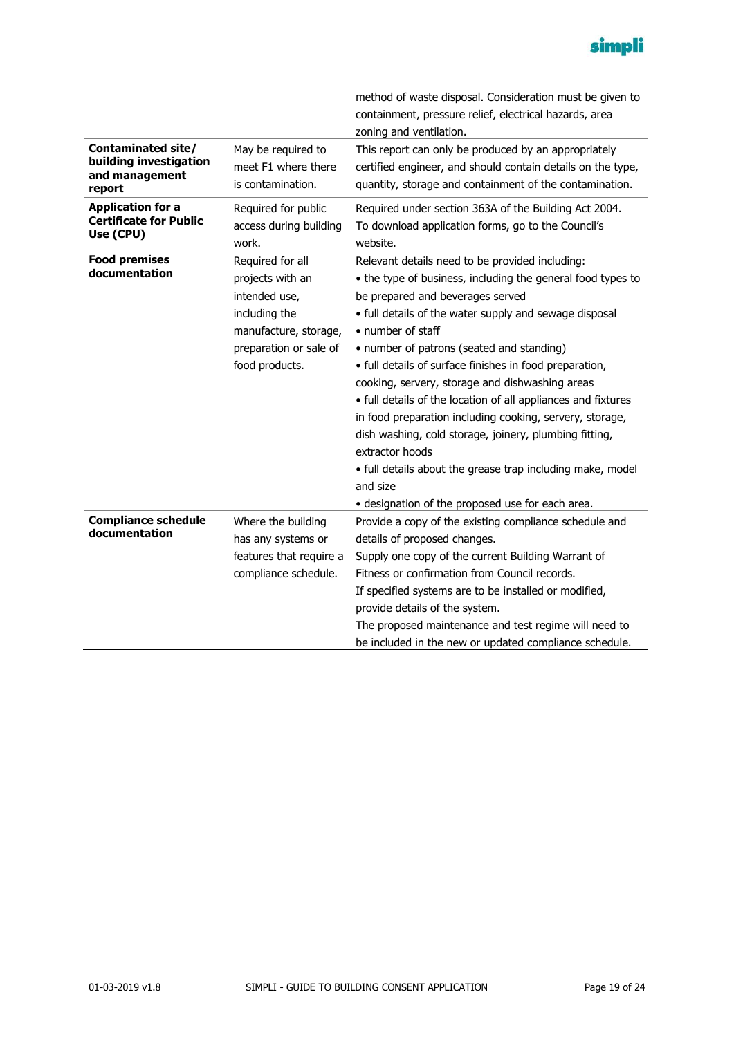| | | |
|---|---|---|
| | | method of waste disposal. Consideration must be given to containment, pressure relief, electrical hazards, area zoning and ventilation. |
| **Contaminated site/ building investigation and management report** | May be required to meet F1 where there is contamination. | This report can only be produced by an appropriately certified engineer, and should contain details on the type, quantity, storage and containment of the contamination. |
| **Application for a Certificate for Public Use (CPU)** | Required for public access during building work. | Required under section 363A of the Building Act 2004. To download application forms, go to the Council's website. |
| **Food premises documentation** | Required for all projects with an intended use, including the manufacture, storage, preparation or sale of food products. | Relevant details need to be provided including:<br>• the type of business, including the general food types to be prepared and beverages served<br>• full details of the water supply and sewage disposal<br>• number of staff<br>• number of patrons (seated and standing)<br>• full details of surface finishes in food preparation, cooking, servery, storage and dishwashing areas<br>• full details of the location of all appliances and fixtures in food preparation including cooking, servery, storage, dish washing, cold storage, joinery, plumbing fitting, extractor hoods<br>• full details about the grease trap including make, model and size<br>• designation of the proposed use for each area. |
| **Compliance schedule documentation** | Where the building has any systems or features that require a compliance schedule. | Provide a copy of the existing compliance schedule and details of proposed changes.<br>Supply one copy of the current Building Warrant of Fitness or confirmation from Council records.<br>If specified systems are to be installed or modified, provide details of the system.<br>The proposed maintenance and test regime will need to be included in the new or updated compliance schedule. |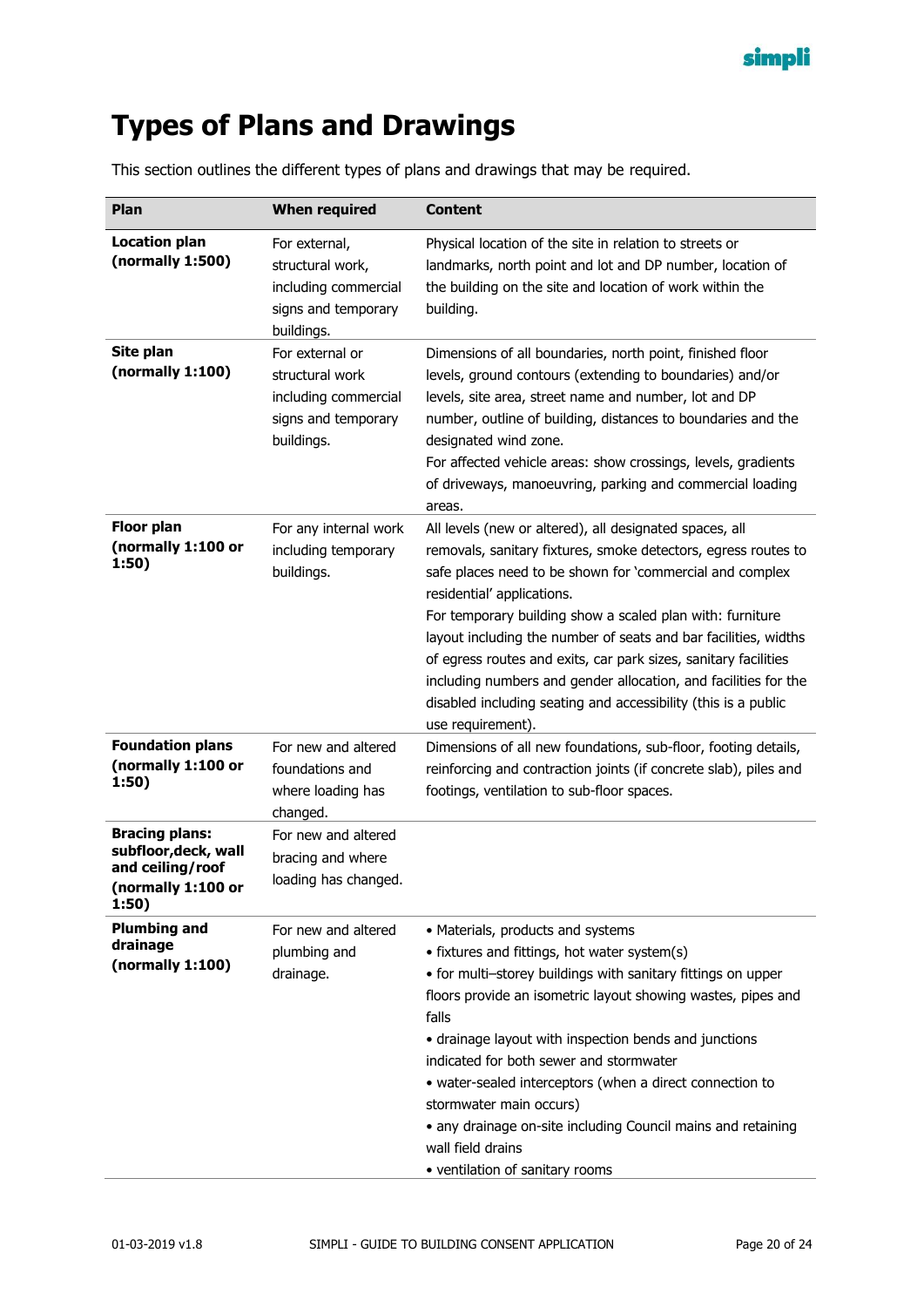# Types of Plans and Drawings

This section outlines the different types of plans and drawings that may be required.

| Plan | When required | Content |
|---|---|---|
| **Location plan (normally 1:500)** | For external, structural work, including commercial signs and temporary buildings. | Physical location of the site in relation to streets or landmarks, north point and lot and DP number, location of the building on the site and location of work within the building. |
| **Site plan (normally 1:100)** | For external or structural work including commercial signs and temporary buildings. | Dimensions of all boundaries, north point, finished floor levels, ground contours (extending to boundaries) and/or levels, site area, street name and number, lot and DP number, outline of building, distances to boundaries and the designated wind zone.<br>For affected vehicle areas: show crossings, levels, gradients of driveways, manoeuvring, parking and commercial loading areas. |
| **Floor plan (normally 1:100 or 1:50)** | For any internal work including temporary buildings. | All levels (new or altered), all designated spaces, all removals, sanitary fixtures, smoke detectors, egress routes to safe places need to be shown for 'commercial and complex residential' applications.<br>For temporary building show a scaled plan with: furniture layout including the number of seats and bar facilities, widths of egress routes and exits, car park sizes, sanitary facilities including numbers and gender allocation, and facilities for the disabled including seating and accessibility (this is a public use requirement). |
| **Foundation plans (normally 1:100 or 1:50)** | For new and altered foundations and where loading has changed. | Dimensions of all new foundations, sub-floor, footing details, reinforcing and contraction joints (if concrete slab), piles and footings, ventilation to sub-floor spaces. |
| **Bracing plans: subfloor,deck, wall and ceiling/roof (normally 1:100 or 1:50)** | For new and altered bracing and where loading has changed. | |
| **Plumbing and drainage (normally 1:100)** | For new and altered plumbing and drainage. | • Materials, products and systems<br>• fixtures and fittings, hot water system(s)<br>• for multi–storey buildings with sanitary fittings on upper floors provide an isometric layout showing wastes, pipes and falls<br>• drainage layout with inspection bends and junctions indicated for both sewer and stormwater<br>• water-sealed interceptors (when a direct connection to stormwater main occurs)<br>• any drainage on-site including Council mains and retaining wall field drains<br>• ventilation of sanitary rooms |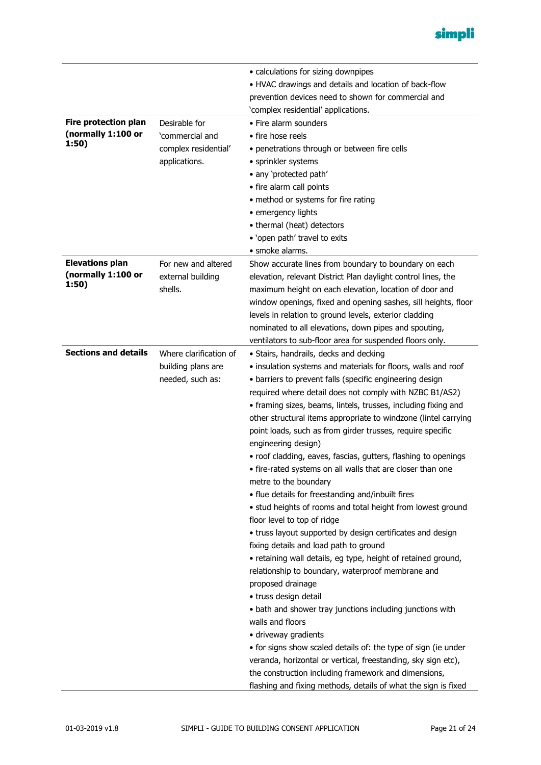| | | |
|---|---|---|
| | | • calculations for sizing downpipes<br>• HVAC drawings and details and location of back-flow prevention devices need to shown for commercial and 'complex residential' applications. |
| **Fire protection plan (normally 1:100 or 1:50)** | Desirable for 'commercial and complex residential' applications. | • Fire alarm sounders<br>• fire hose reels<br>• penetrations through or between fire cells<br>• sprinkler systems<br>• any 'protected path'<br>• fire alarm call points<br>• method or systems for fire rating<br>• emergency lights<br>• thermal (heat) detectors<br>• 'open path' travel to exits<br>• smoke alarms. |
| **Elevations plan (normally 1:100 or 1:50)** | For new and altered external building shells. | Show accurate lines from boundary to boundary on each elevation, relevant District Plan daylight control lines, the maximum height on each elevation, location of door and window openings, fixed and opening sashes, sill heights, floor levels in relation to ground levels, exterior cladding nominated to all elevations, down pipes and spouting, ventilators to sub-floor area for suspended floors only. |
| **Sections and details** | Where clarification of building plans are needed, such as: | • Stairs, handrails, decks and decking<br>• insulation systems and materials for floors, walls and roof<br>• barriers to prevent falls (specific engineering design required where detail does not comply with NZBC B1/AS2)<br>• framing sizes, beams, lintels, trusses, including fixing and other structural items appropriate to windzone (lintel carrying point loads, such as from girder trusses, require specific engineering design)<br>• roof cladding, eaves, fascias, gutters, flashing to openings<br>• fire-rated systems on all walls that are closer than one metre to the boundary<br>• flue details for freestanding and/inbuilt fires<br>• stud heights of rooms and total height from lowest ground floor level to top of ridge<br>• truss layout supported by design certificates and design fixing details and load path to ground<br>• retaining wall details, eg type, height of retained ground, relationship to boundary, waterproof membrane and proposed drainage<br>• truss design detail<br>• bath and shower tray junctions including junctions with walls and floors<br>• driveway gradients<br>• for signs show scaled details of: the type of sign (ie under veranda, horizontal or vertical, freestanding, sky sign etc), the construction including framework and dimensions, flashing and fixing methods, details of what the sign is fixed |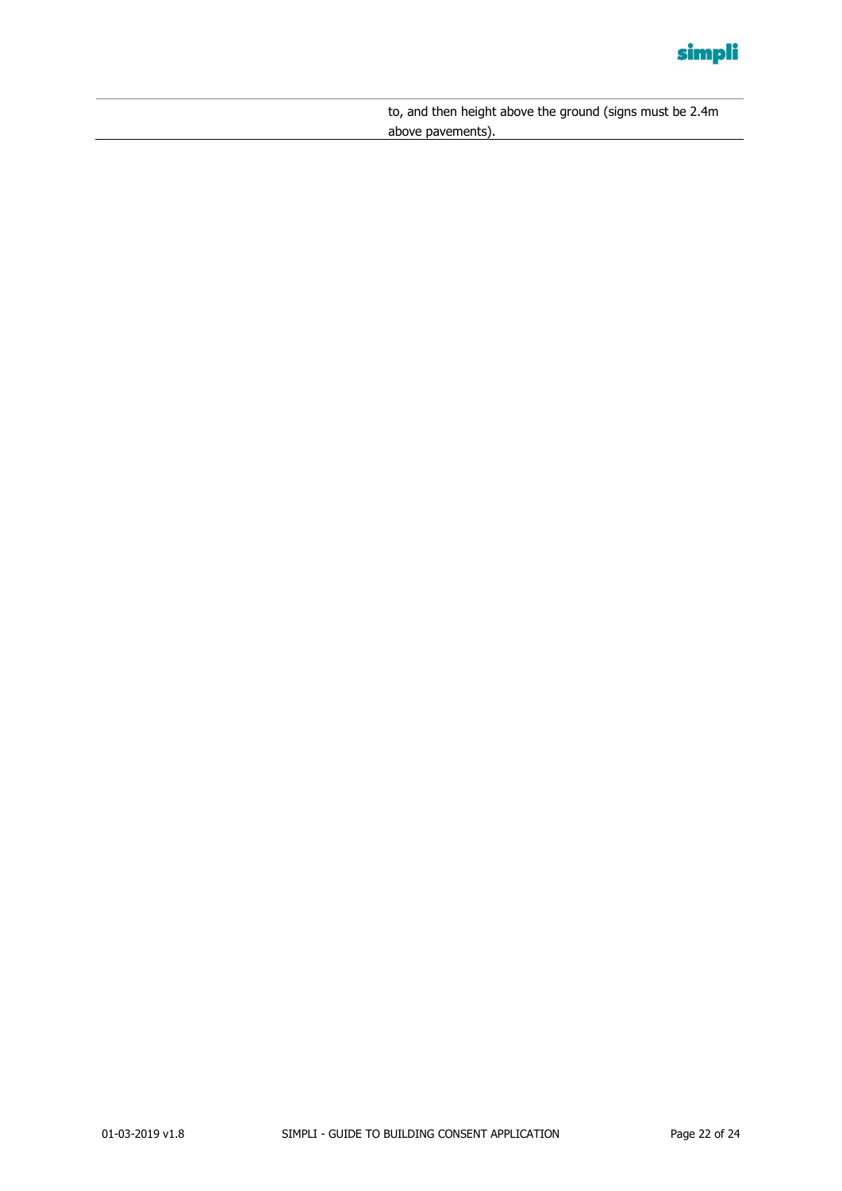| | |
|---|---|
| | to, and then height above the ground (signs must be 2.4m above pavements). |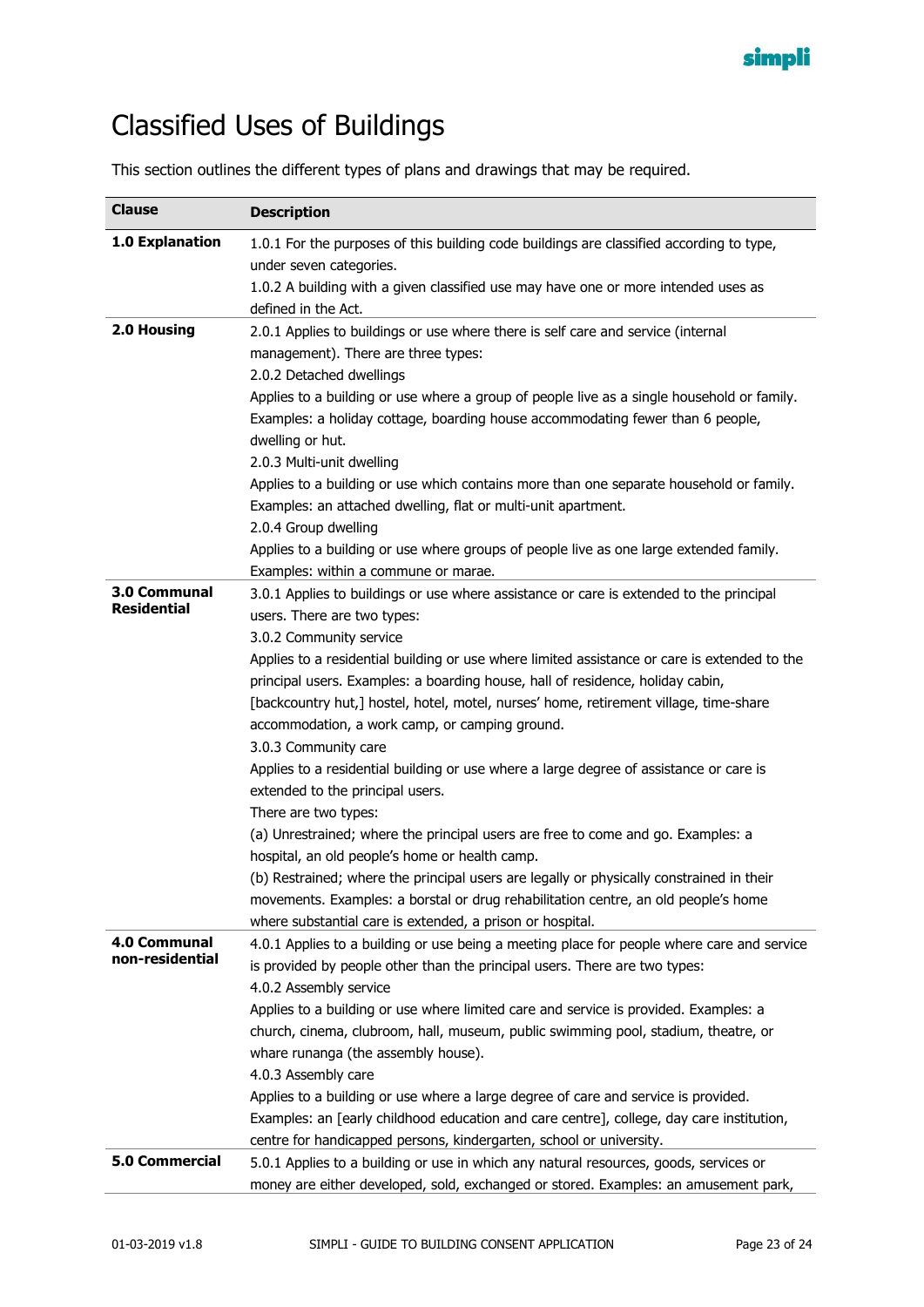# Classified Uses of Buildings

This section outlines the different types of plans and drawings that may be required.

| Clause | Description |
|---|---|
| **1.0 Explanation** | 1.0.1 For the purposes of this building code buildings are classified according to type, under seven categories.<br>1.0.2 A building with a given classified use may have one or more intended uses as defined in the Act. |
| **2.0 Housing** | 2.0.1 Applies to buildings or use where there is self care and service (internal management). There are three types:<br>2.0.2 Detached dwellings<br>Applies to a building or use where a group of people live as a single household or family. Examples: a holiday cottage, boarding house accommodating fewer than 6 people, dwelling or hut.<br>2.0.3 Multi-unit dwelling<br>Applies to a building or use which contains more than one separate household or family. Examples: an attached dwelling, flat or multi-unit apartment.<br>2.0.4 Group dwelling<br>Applies to a building or use where groups of people live as one large extended family. Examples: within a commune or marae. |
| **3.0 Communal Residential** | 3.0.1 Applies to buildings or use where assistance or care is extended to the principal users. There are two types:<br>3.0.2 Community service<br>Applies to a residential building or use where limited assistance or care is extended to the principal users. Examples: a boarding house, hall of residence, holiday cabin, [backcountry hut,] hostel, hotel, motel, nurses' home, retirement village, time-share accommodation, a work camp, or camping ground.<br>3.0.3 Community care<br>Applies to a residential building or use where a large degree of assistance or care is extended to the principal users.<br>There are two types:<br>(a) Unrestrained; where the principal users are free to come and go. Examples: a hospital, an old people's home or health camp.<br>(b) Restrained; where the principal users are legally or physically constrained in their movements. Examples: a borstal or drug rehabilitation centre, an old people's home where substantial care is extended, a prison or hospital. |
| **4.0 Communal non-residential** | 4.0.1 Applies to a building or use being a meeting place for people where care and service is provided by people other than the principal users. There are two types:<br>4.0.2 Assembly service<br>Applies to a building or use where limited care and service is provided. Examples: a church, cinema, clubroom, hall, museum, public swimming pool, stadium, theatre, or whare runanga (the assembly house).<br>4.0.3 Assembly care<br>Applies to a building or use where a large degree of care and service is provided. Examples: an [early childhood education and care centre], college, day care institution, centre for handicapped persons, kindergarten, school or university. |
| **5.0 Commercial** | 5.0.1 Applies to a building or use in which any natural resources, goods, services or money are either developed, sold, exchanged or stored. Examples: an amusement park, |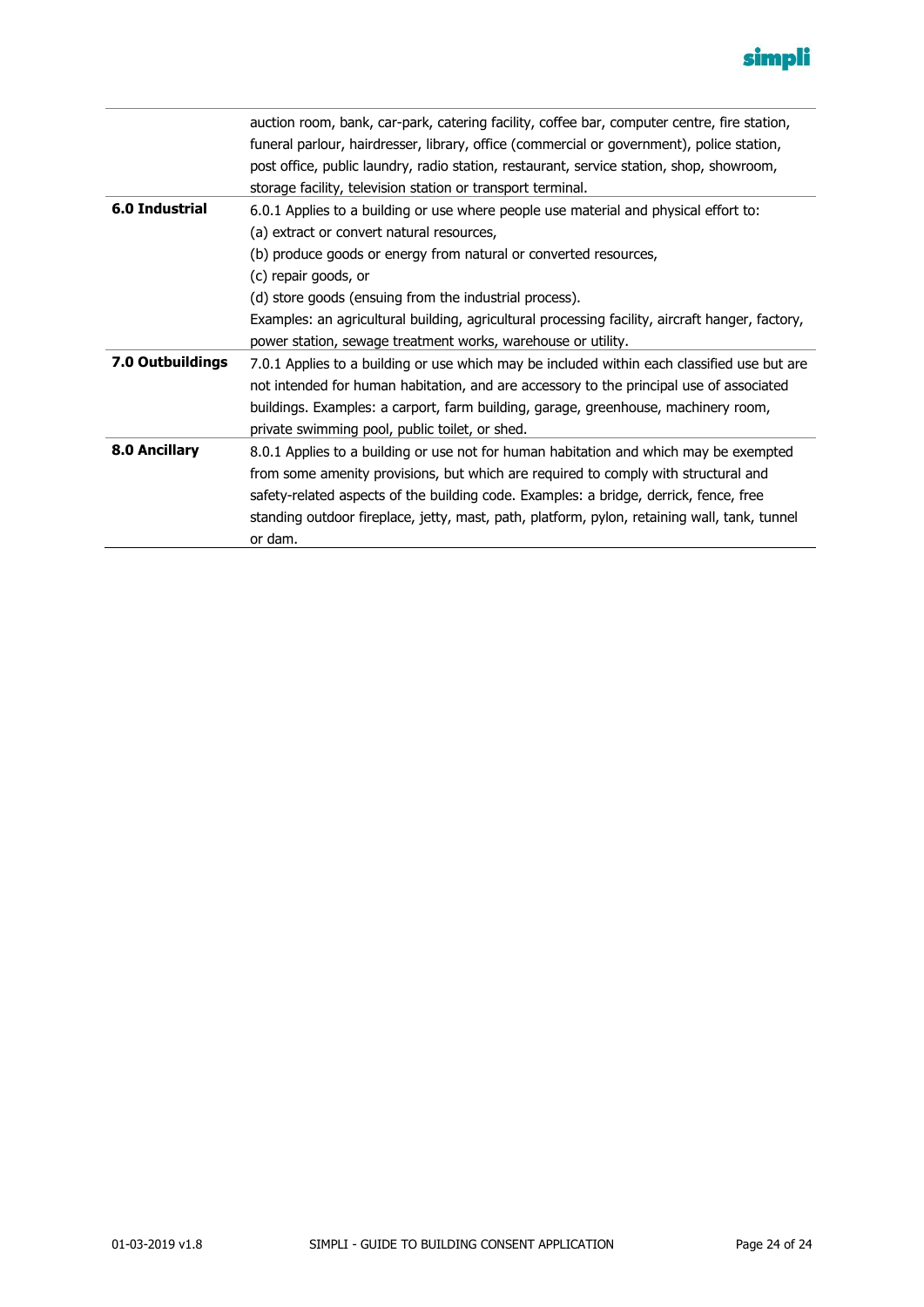| | |
|---|---|
| | auction room, bank, car-park, catering facility, coffee bar, computer centre, fire station, funeral parlour, hairdresser, library, office (commercial or government), police station, post office, public laundry, radio station, restaurant, service station, shop, showroom, storage facility, television station or transport terminal. |
| **6.0 Industrial** | 6.0.1 Applies to a building or use where people use material and physical effort to:<br>(a) extract or convert natural resources,<br>(b) produce goods or energy from natural or converted resources,<br>(c) repair goods, or<br>(d) store goods (ensuing from the industrial process).<br>Examples: an agricultural building, agricultural processing facility, aircraft hanger, factory, power station, sewage treatment works, warehouse or utility. |
| **7.0 Outbuildings** | 7.0.1 Applies to a building or use which may be included within each classified use but are not intended for human habitation, and are accessory to the principal use of associated buildings. Examples: a carport, farm building, garage, greenhouse, machinery room, private swimming pool, public toilet, or shed. |
| **8.0 Ancillary** | 8.0.1 Applies to a building or use not for human habitation and which may be exempted from some amenity provisions, but which are required to comply with structural and safety-related aspects of the building code. Examples: a bridge, derrick, fence, free standing outdoor fireplace, jetty, mast, path, platform, pylon, retaining wall, tank, tunnel or dam. |